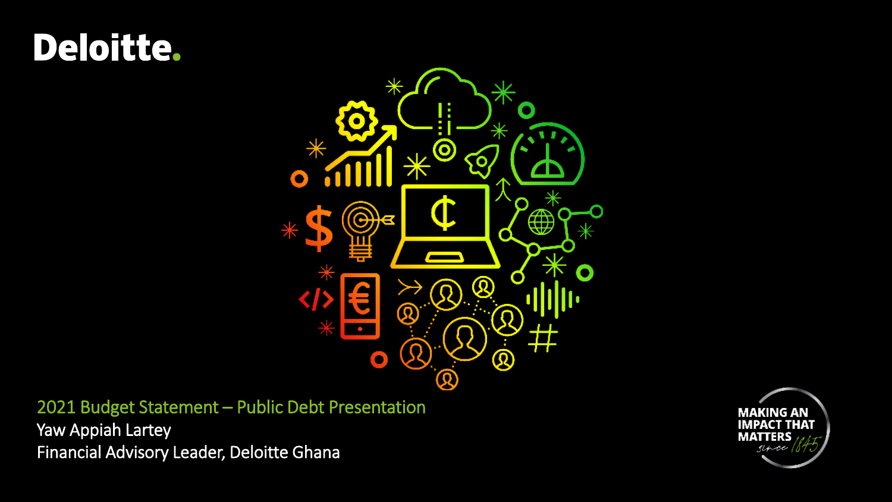Deloitte.

# 2021 Budget Statement – Public Debt Presentation

Yaw Appiah Lartey

Financial Advisory Leader, Deloitte Ghana

MAKING AN IMPACT THAT MATTERS since 1845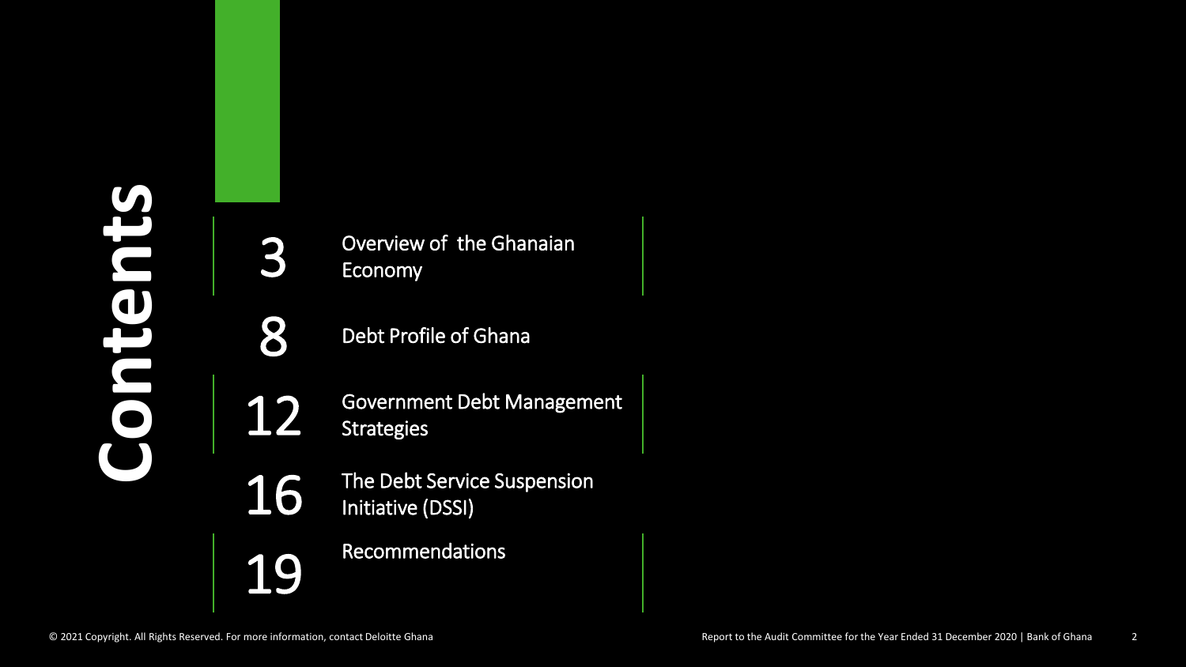# Contents

- 3 Overview of the Ghanaian Economy
- 8 Debt Profile of Ghana
- 12 Government Debt Management Strategies
- 16 The Debt Service Suspension Initiative (DSSI)
- 19 Recommendations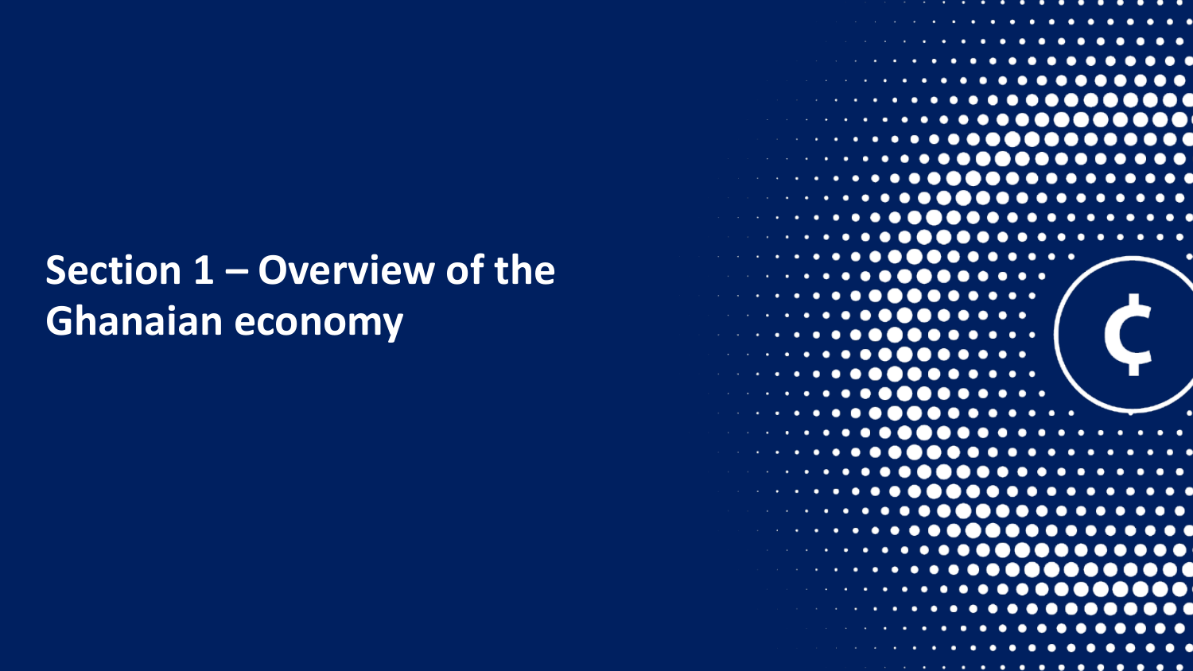# Section 1 – Overview of the Ghanaian economy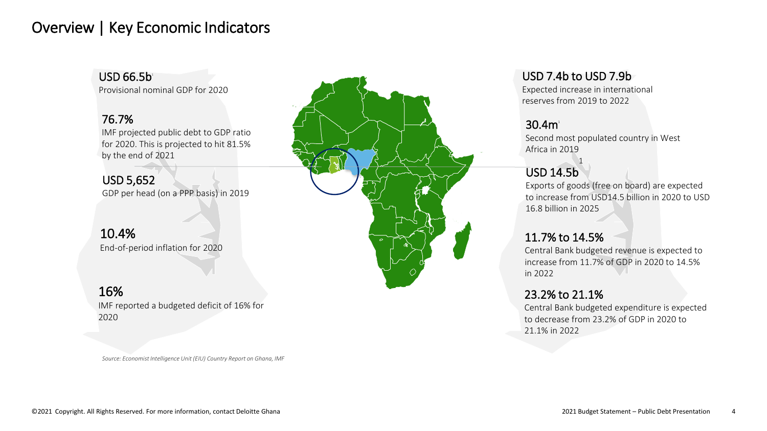# Overview | Key Economic Indicators

**USD 66.5b**[1]
Provisional nominal GDP for 2020

**76.7%**
IMF projected public debt to GDP ratio for 2020. This is projected to hit 81.5% by the end of 2021

**USD 5,652**
GDP per head (on a PPP basis) in 2019

**10.4%**
End-of-period inflation for 2020

**16%**
IMF reported a budgeted deficit of 16% for 2020

**USD 7.4b to USD 7.9b**
Expected increase in international reserves from 2019 to 2022

**30.4m**[1]
Second most populated country in West Africa in 2019

**USD 14.5b**[1]
Exports of goods (free on board) are expected to increase from USD14.5 billion in 2020 to USD 16.8 billion in 2025

**11.7% to 14.5%**
Central Bank budgeted revenue is expected to increase from 11.7% of GDP in 2020 to 14.5% in 2022

**23.2% to 21.1%**
Central Bank budgeted expenditure is expected to decrease from 23.2% of GDP in 2020 to 21.1% in 2022

*Source: Economist Intelligence Unit (EIU) Country Report on Ghana, IMF*

©2021 Copyright. All Rights Reserved. For more information, contact Deloitte Ghana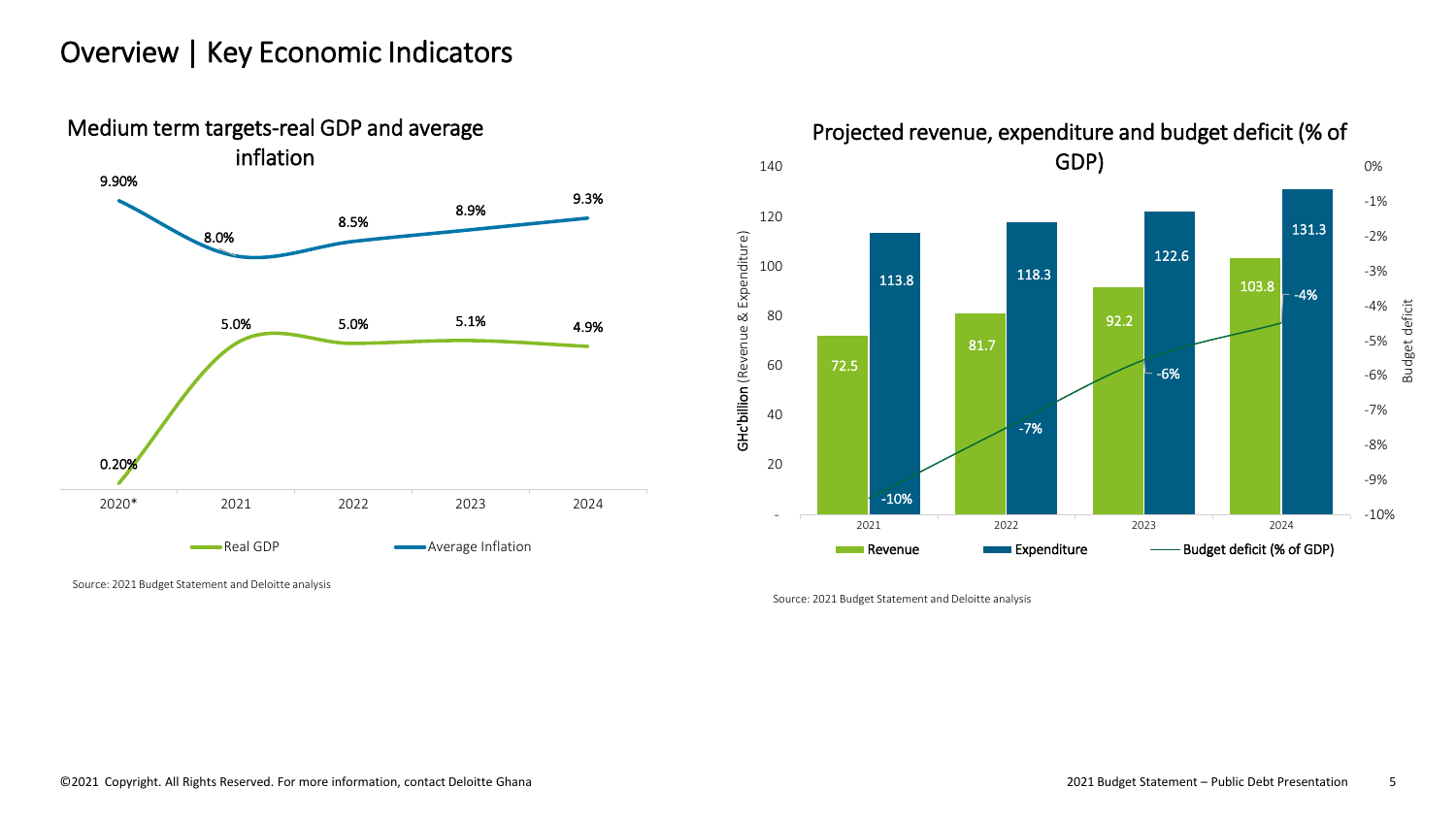# Overview | Key Economic Indicators

## Medium term targets-real GDP and average inflation

| Year | Real GDP | Average Inflation |
|---|---|---|
| 2020* | 0.20% | 9.90% |
| 2021 | 5.0% | 8.0% |
| 2022 | 5.0% | 8.5% |
| 2023 | 5.1% | 8.9% |
| 2024 | 4.9% | 9.3% |

Source: 2021 Budget Statement and Deloitte analysis

## Projected revenue, expenditure and budget deficit (% of GDP)

| Year | Revenue (GHc'billion) | Expenditure (GHc'billion) | Budget deficit (% of GDP) |
|---|---|---|---|
| 2021 | 72.5 | 113.8 | -10% |
| 2022 | 81.7 | 118.3 | -7% |
| 2023 | 92.2 | 122.6 | -6% |
| 2024 | 103.8 | 131.3 | -4% |

Source: 2021 Budget Statement and Deloitte analysis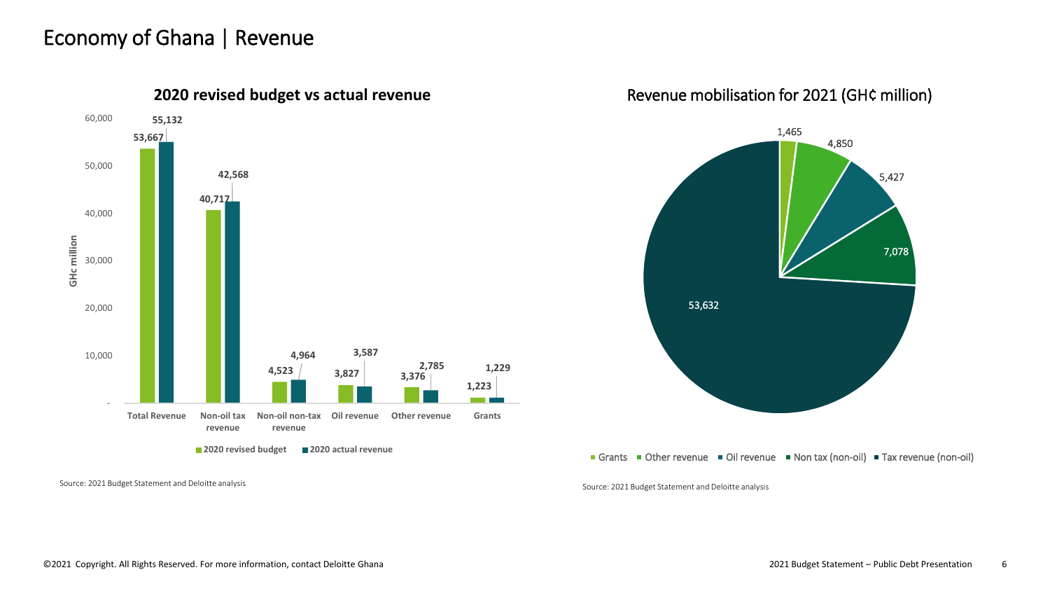# Economy of Ghana | Revenue

## 2020 revised budget vs actual revenue

| GHc million | 2020 revised budget | 2020 actual revenue |
| --- | --- | --- |
| Total Revenue | 53,667 | 55,132 |
| Non-oil tax revenue | 40,717 | 42,568 |
| Non-oil non-tax revenue | 4,523 | 4,964 |
| Oil revenue | 3,827 | 3,587 |
| Other revenue | 3,376 | 2,785 |
| Grants | 1,223 | 1,229 |

Source: 2021 Budget Statement and Deloitte analysis

## Revenue mobilisation for 2021 (GH¢ million)

| Category | GH¢ million |
| --- | --- |
| Grants | 1,465 |
| Other revenue | 4,850 |
| Oil revenue | 5,427 |
| Non tax (non-oil) | 7,078 |
| Tax revenue (non-oil) | 53,632 |

Source: 2021 Budget Statement and Deloitte analysis

©2021 Copyright. All Rights Reserved. For more information, contact Deloitte Ghana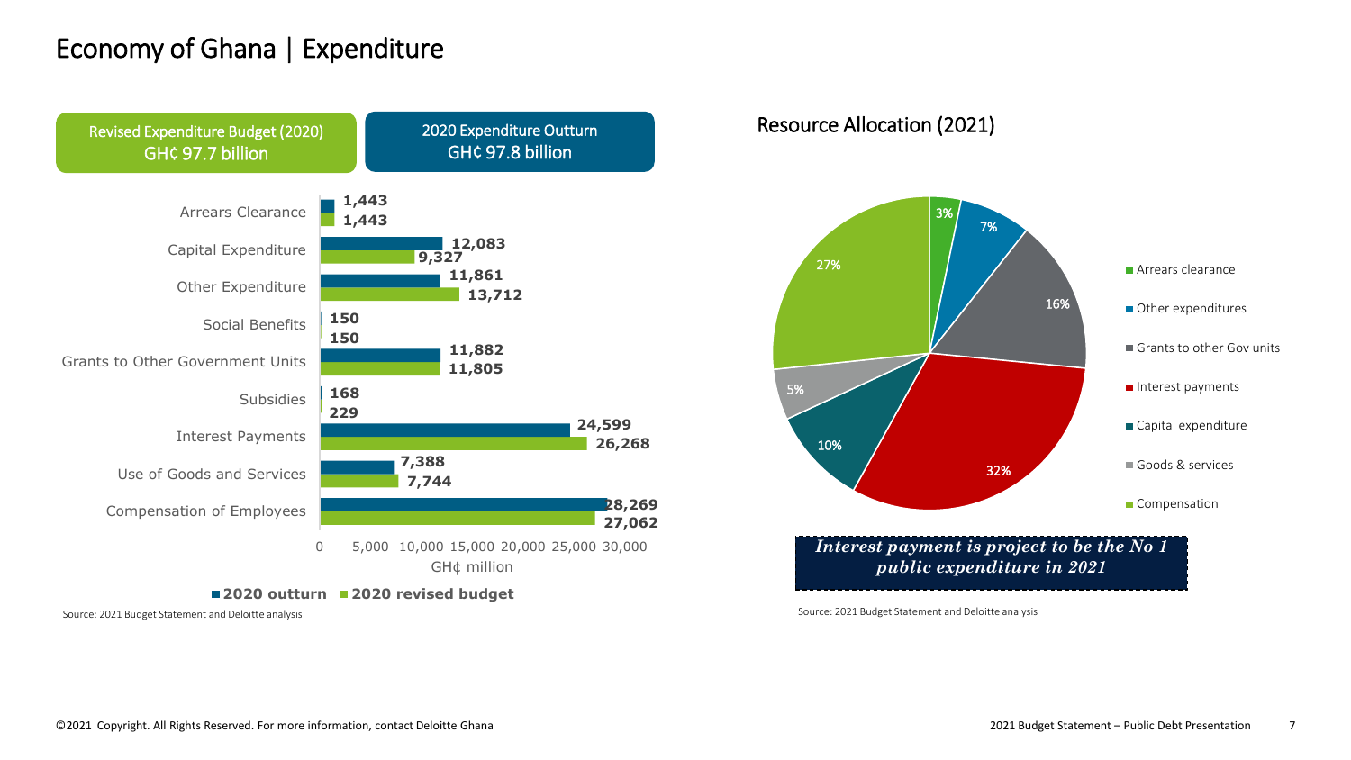# Economy of Ghana | Expenditure

| Revised Expenditure Budget (2020) | 2020 Expenditure Outturn |
| --- | --- |
| GH¢ 97.7 billion | GH¢ 97.8 billion |

| GH¢ million | 2020 outturn | 2020 revised budget |
| --- | --- | --- |
| Arrears Clearance | 1,443 | 1,443 |
| Capital Expenditure | 12,083 | 9,327 |
| Other Expenditure | 11,861 | 13,712 |
| Social Benefits | 150 | 150 |
| Grants to Other Government Units | 11,882 | 11,805 |
| Subsidies | 168 | 229 |
| Interest Payments | 24,599 | 26,268 |
| Use of Goods and Services | 7,388 | 7,744 |
| Compensation of Employees | 28,269 | 27,062 |

Source: 2021 Budget Statement and Deloitte analysis

## Resource Allocation (2021)

| Item | Share |
| --- | --- |
| Arrears clearance | 3% |
| Other expenditures | 7% |
| Grants to other Gov units | 16% |
| Interest payments | 32% |
| Capital expenditure | 10% |
| Goods & services | 5% |
| Compensation | 27% |

***Interest payment is project to be the No 1 public expenditure in 2021***

Source: 2021 Budget Statement and Deloitte analysis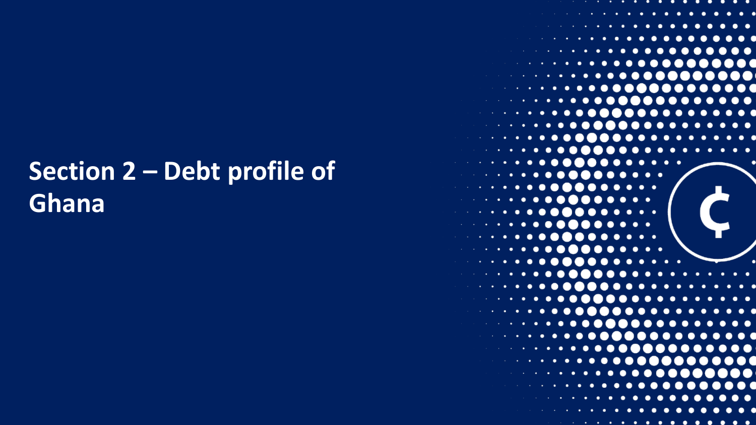# Section 2 – Debt profile of Ghana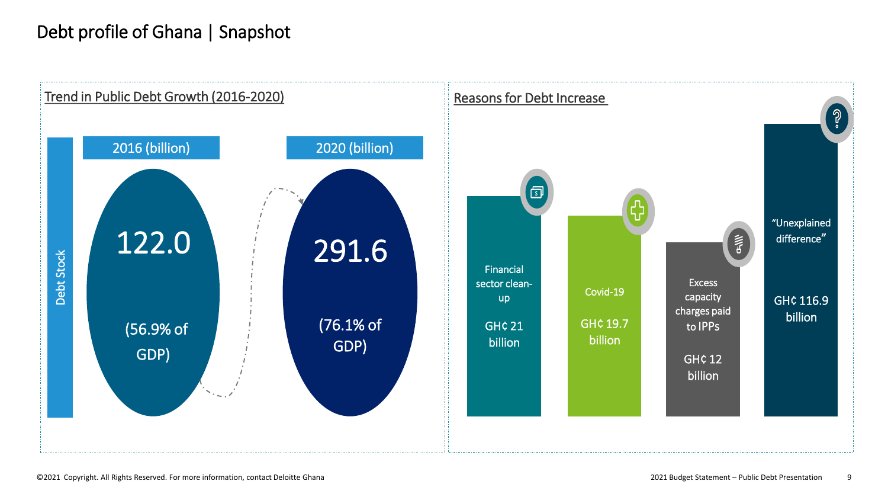# Debt profile of Ghana | Snapshot

## Trend in Public Debt Growth (2016-2020)

Debt Stock

| 2016 (billion) | 2020 (billion) |
|---|---|
| 122.0 (56.9% of GDP) | 291.6 (76.1% of GDP) |

## Reasons for Debt Increase

- Financial sector clean-up: GH¢ 21 billion
- Covid-19: GH¢ 19.7 billion
- Excess capacity charges paid to IPPs: GH¢ 12 billion
- "Unexplained difference": GH¢ 116.9 billion

©2021 Copyright. All Rights Reserved. For more information, contact Deloitte Ghana

2021 Budget Statement – Public Debt Presentation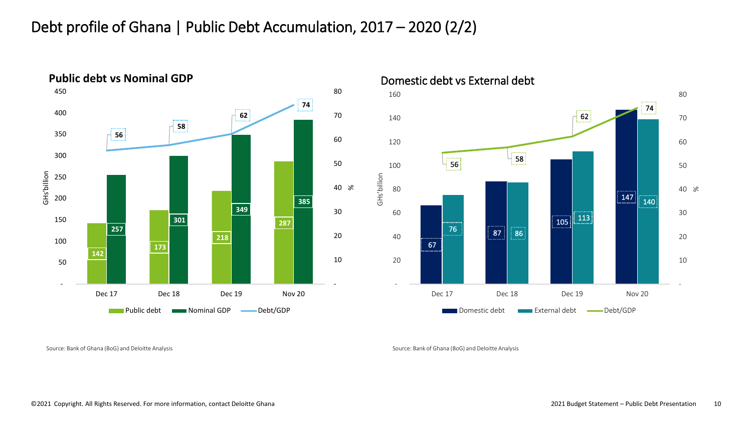# Debt profile of Ghana | Public Debt Accumulation, 2017 – 2020 (2/2)

## Public debt vs Nominal GDP

| | Dec 17 | Dec 18 | Dec 19 | Nov 20 |
|---|---|---|---|---|
| Public debt (GH¢'billion) | 142 | 173 | 218 | 287 |
| Nominal GDP (GH¢'billion) | 257 | 301 | 349 | 385 |
| Debt/GDP (%) | 56 | 58 | 62 | 74 |

Source: Bank of Ghana (BoG) and Deloitte Analysis

## Domestic debt vs External debt

| | Dec 17 | Dec 18 | Dec 19 | Nov 20 |
|---|---|---|---|---|
| Domestic debt (GH¢'billion) | 67 | 87 | 105 | 147 |
| External debt (GH¢'billion) | 76 | 86 | 113 | 140 |
| Debt/GDP (%) | 56 | 58 | 62 | 74 |

Source: Bank of Ghana (BoG) and Deloitte Analysis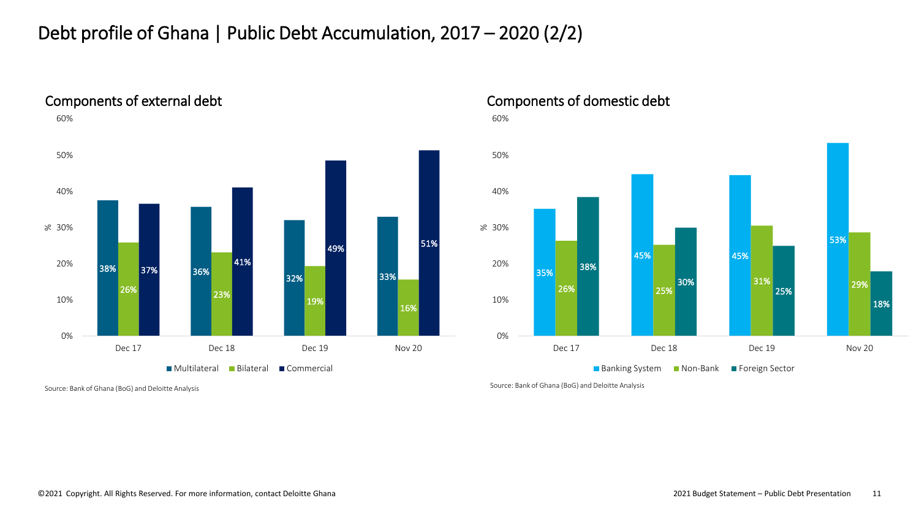# Debt profile of Ghana | Public Debt Accumulation, 2017 – 2020 (2/2)

## Components of external debt

| | Multilateral | Bilateral | Commercial |
|---|---|---|---|
| Dec 17 | 38% | 26% | 37% |
| Dec 18 | 36% | 23% | 41% |
| Dec 19 | 32% | 19% | 49% |
| Nov 20 | 33% | 16% | 51% |

Source: Bank of Ghana (BoG) and Deloitte Analysis

## Components of domestic debt

| | Banking System | Non-Bank | Foreign Sector |
|---|---|---|---|
| Dec 17 | 35% | 26% | 38% |
| Dec 18 | 45% | 25% | 30% |
| Dec 19 | 45% | 31% | 25% |
| Nov 20 | 53% | 29% | 18% |

Source: Bank of Ghana (BoG) and Deloitte Analysis

©2021 Copyright. All Rights Reserved. For more information, contact Deloitte Ghana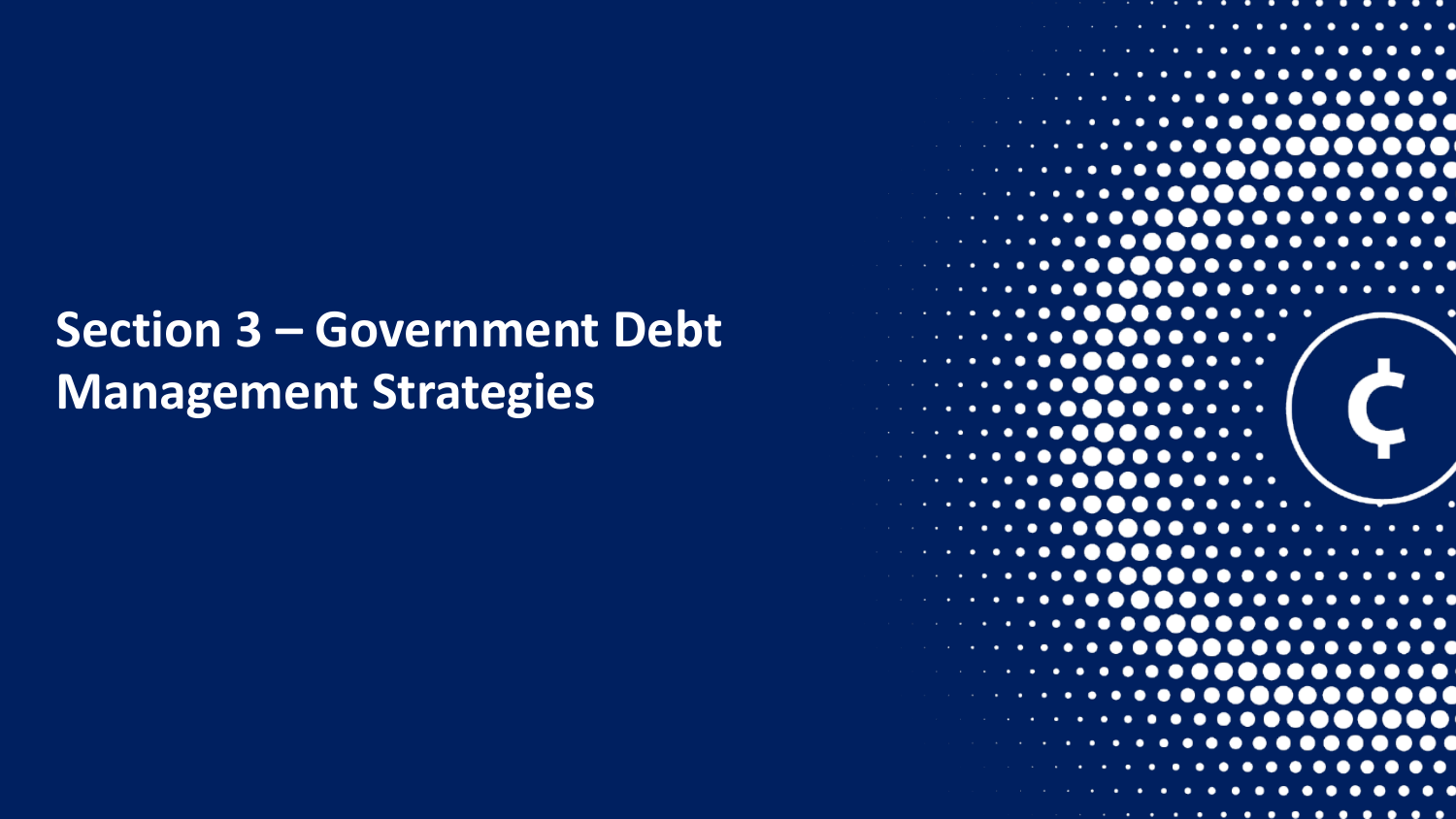# Section 3 – Government Debt Management Strategies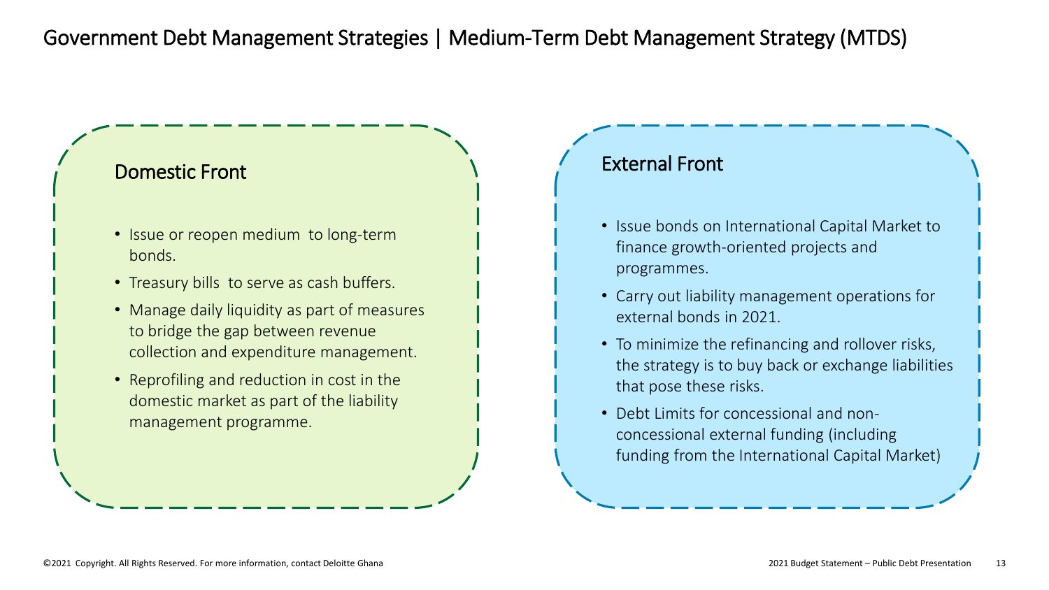# Government Debt Management Strategies | Medium-Term Debt Management Strategy (MTDS)

## Domestic Front

- Issue or reopen medium to long-term bonds.
- Treasury bills to serve as cash buffers.
- Manage daily liquidity as part of measures to bridge the gap between revenue collection and expenditure management.
- Reprofiling and reduction in cost in the domestic market as part of the liability management programme.

## External Front

- Issue bonds on International Capital Market to finance growth-oriented projects and programmes.
- Carry out liability management operations for external bonds in 2021.
- To minimize the refinancing and rollover risks, the strategy is to buy back or exchange liabilities that pose these risks.
- Debt Limits for concessional and non-concessional external funding (including funding from the International Capital Market)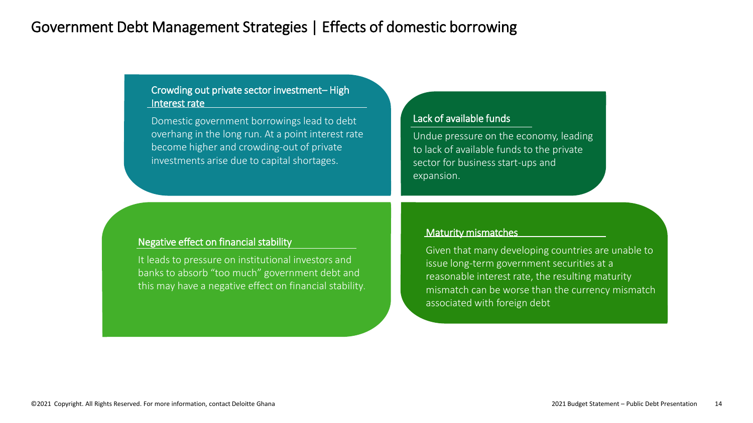# Government Debt Management Strategies | Effects of domestic borrowing

### Crowding out private sector investment– High Interest rate

Domestic government borrowings lead to debt overhang in the long run. At a point interest rate become higher and crowding-out of private investments arise due to capital shortages.

### Lack of available funds

Undue pressure on the economy, leading to lack of available funds to the private sector for business start-ups and expansion.

### Negative effect on financial stability

It leads to pressure on institutional investors and banks to absorb "too much" government debt and this may have a negative effect on financial stability.

### Maturity mismatches

Given that many developing countries are unable to issue long-term government securities at a reasonable interest rate, the resulting maturity mismatch can be worse than the currency mismatch associated with foreign debt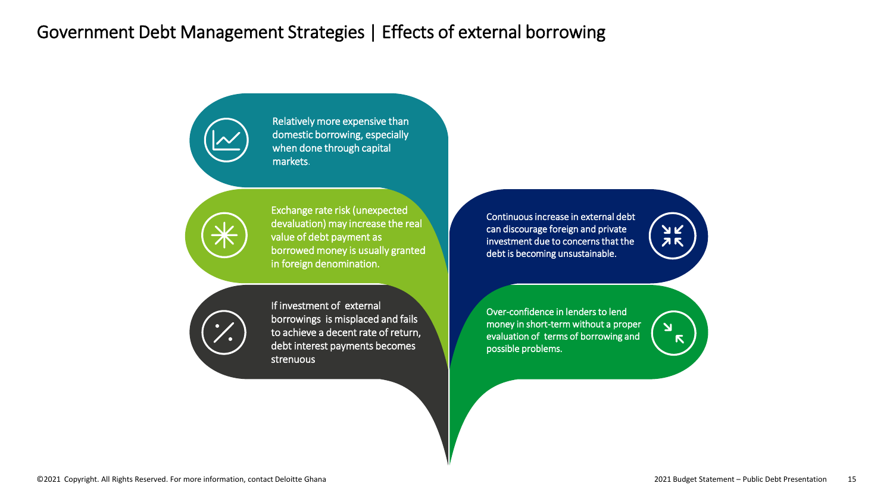# Government Debt Management Strategies | Effects of external borrowing

- Relatively more expensive than domestic borrowing, especially when done through capital markets.
- Exchange rate risk (unexpected devaluation) may increase the real value of debt payment as borrowed money is usually granted in foreign denomination.
- If investment of external borrowings is misplaced and fails to achieve a decent rate of return, debt interest payments becomes strenuous
- Continuous increase in external debt can discourage foreign and private investment due to concerns that the debt is becoming unsustainable.
- Over-confidence in lenders to lend money in short-term without a proper evaluation of terms of borrowing and possible problems.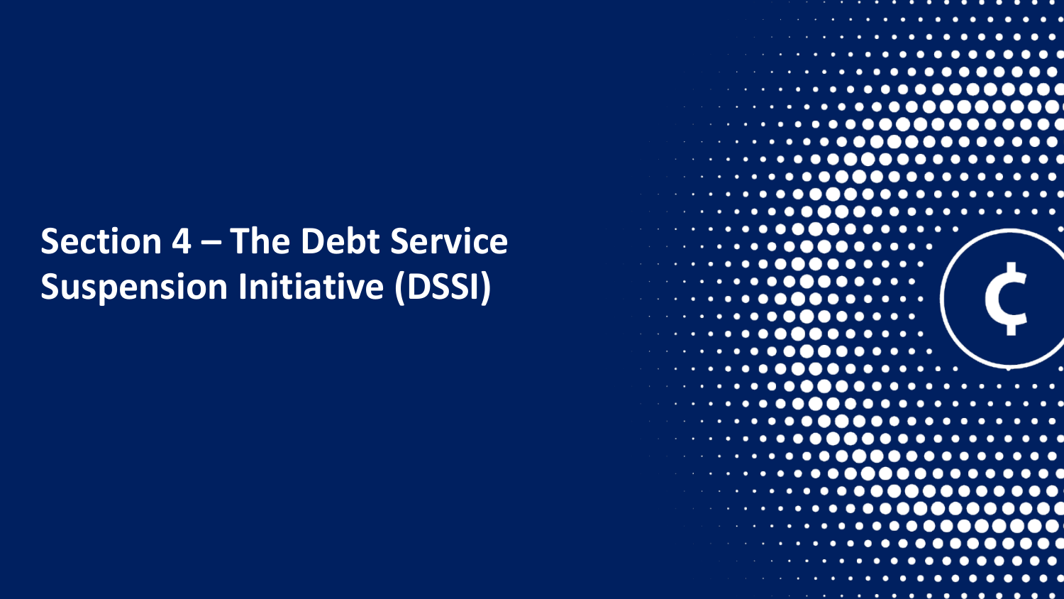# Section 4 – The Debt Service Suspension Initiative (DSSI)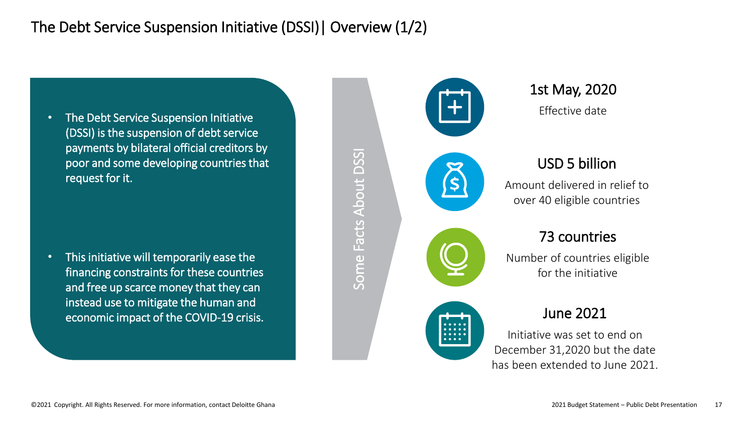# The Debt Service Suspension Initiative (DSSI)| Overview (1/2)

- The Debt Service Suspension Initiative (DSSI) is the suspension of debt service payments by bilateral official creditors by poor and some developing countries that request for it.
- This initiative will temporarily ease the financing constraints for these countries and free up scarce money that they can instead use to mitigate the human and economic impact of the COVID-19 crisis.

## Some Facts About DSSI

### 1st May, 2020

Effective date

### USD 5 billion

Amount delivered in relief to over 40 eligible countries

### 73 countries

Number of countries eligible for the initiative

### June 2021

Initiative was set to end on December 31,2020 but the date has been extended to June 2021.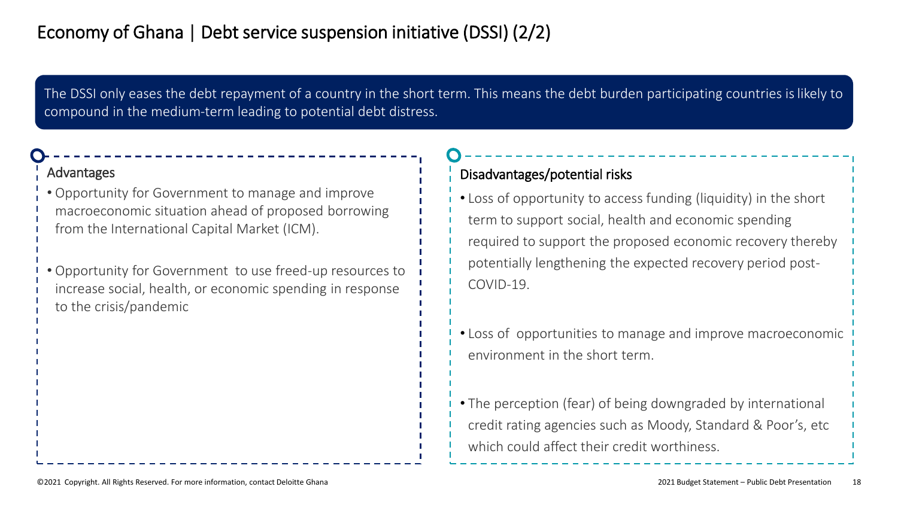# Economy of Ghana | Debt service suspension initiative (DSSI) (2/2)

The DSSI only eases the debt repayment of a country in the short term. This means the debt burden participating countries is likely to compound in the medium-term leading to potential debt distress.

## Advantages

- Opportunity for Government to manage and improve macroeconomic situation ahead of proposed borrowing from the International Capital Market (ICM).
- Opportunity for Government to use freed-up resources to increase social, health, or economic spending in response to the crisis/pandemic

## Disadvantages/potential risks

- Loss of opportunity to access funding (liquidity) in the short term to support social, health and economic spending required to support the proposed economic recovery thereby potentially lengthening the expected recovery period post-COVID-19.
- Loss of opportunities to manage and improve macroeconomic environment in the short term.
- The perception (fear) of being downgraded by international credit rating agencies such as Moody, Standard & Poor's, etc which could affect their credit worthiness.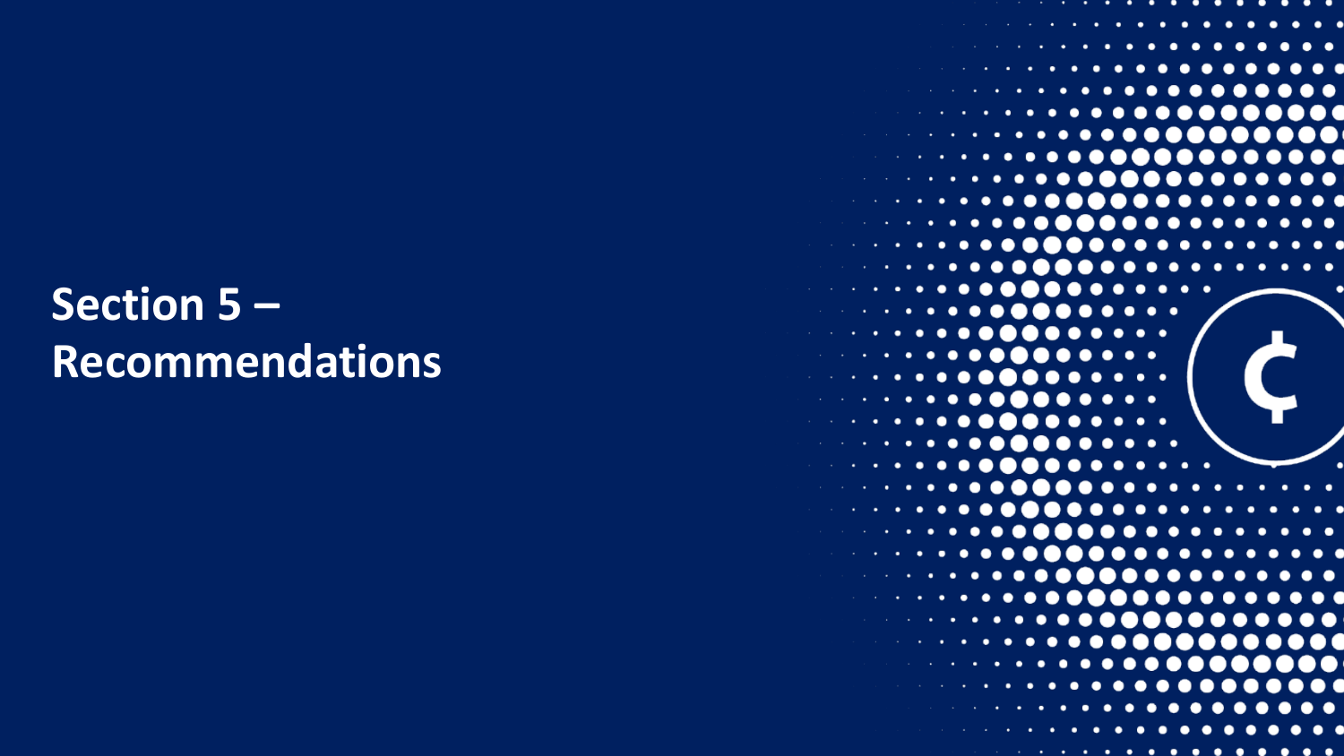# Section 5 – Recommendations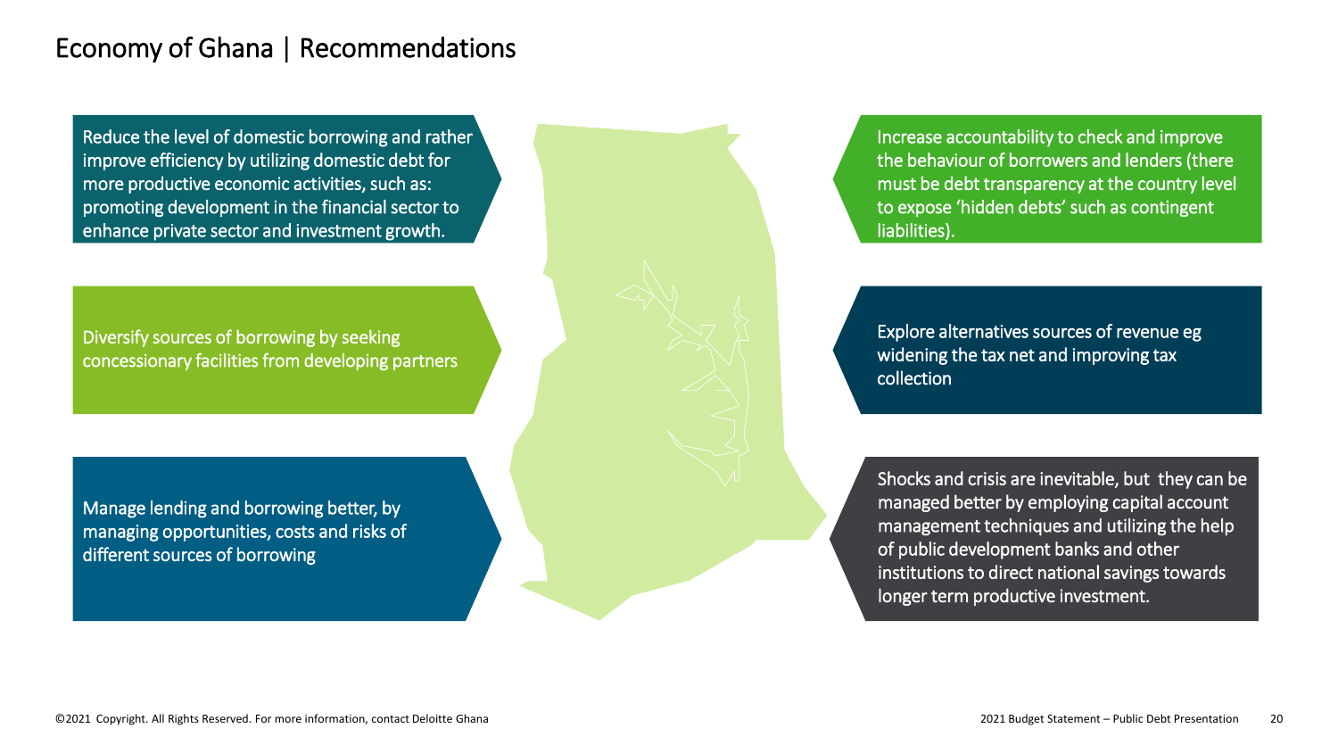# Economy of Ghana | Recommendations

- Reduce the level of domestic borrowing and rather improve efficiency by utilizing domestic debt for more productive economic activities, such as: promoting development in the financial sector to enhance private sector and investment growth.

- Diversify sources of borrowing by seeking concessionary facilities from developing partners

- Manage lending and borrowing better, by managing opportunities, costs and risks of different sources of borrowing

- Increase accountability to check and improve the behaviour of borrowers and lenders (there must be debt transparency at the country level to expose 'hidden debts' such as contingent liabilities).

- Explore alternatives sources of revenue eg widening the tax net and improving tax collection

- Shocks and crisis are inevitable, but they can be managed better by employing capital account management techniques and utilizing the help of public development banks and other institutions to direct national savings towards longer term productive investment.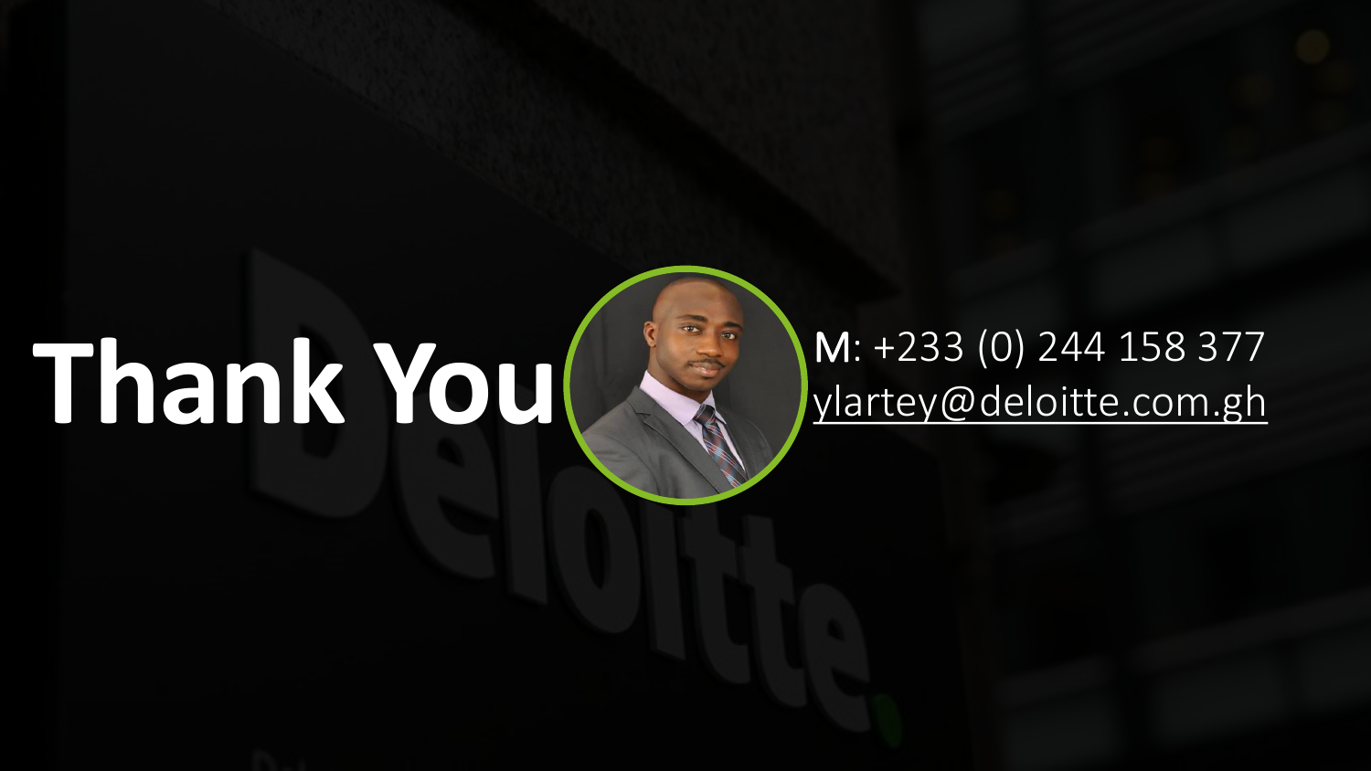# Thank You

M: +233 (0) 244 158 377
ylartey@deloitte.com.gh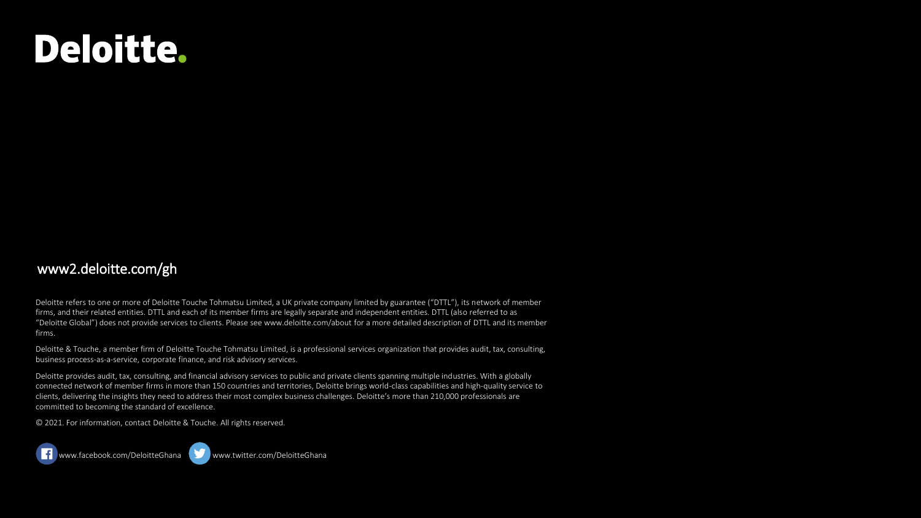# Deloitte.

www2.deloitte.com/gh

Deloitte refers to one or more of Deloitte Touche Tohmatsu Limited, a UK private company limited by guarantee ("DTTL"), its network of member firms, and their related entities. DTTL and each of its member firms are legally separate and independent entities. DTTL (also referred to as "Deloitte Global") does not provide services to clients. Please see www.deloitte.com/about for a more detailed description of DTTL and its member firms.

Deloitte & Touche, a member firm of Deloitte Touche Tohmatsu Limited, is a professional services organization that provides audit, tax, consulting, business process-as-a-service, corporate finance, and risk advisory services.

Deloitte provides audit, tax, consulting, and financial advisory services to public and private clients spanning multiple industries. With a globally connected network of member firms in more than 150 countries and territories, Deloitte brings world-class capabilities and high-quality service to clients, delivering the insights they need to address their most complex business challenges. Deloitte's more than 210,000 professionals are committed to becoming the standard of excellence.

© 2021. For information, contact Deloitte & Touche. All rights reserved.

www.facebook.com/DeloitteGhana www.twitter.com/DeloitteGhana